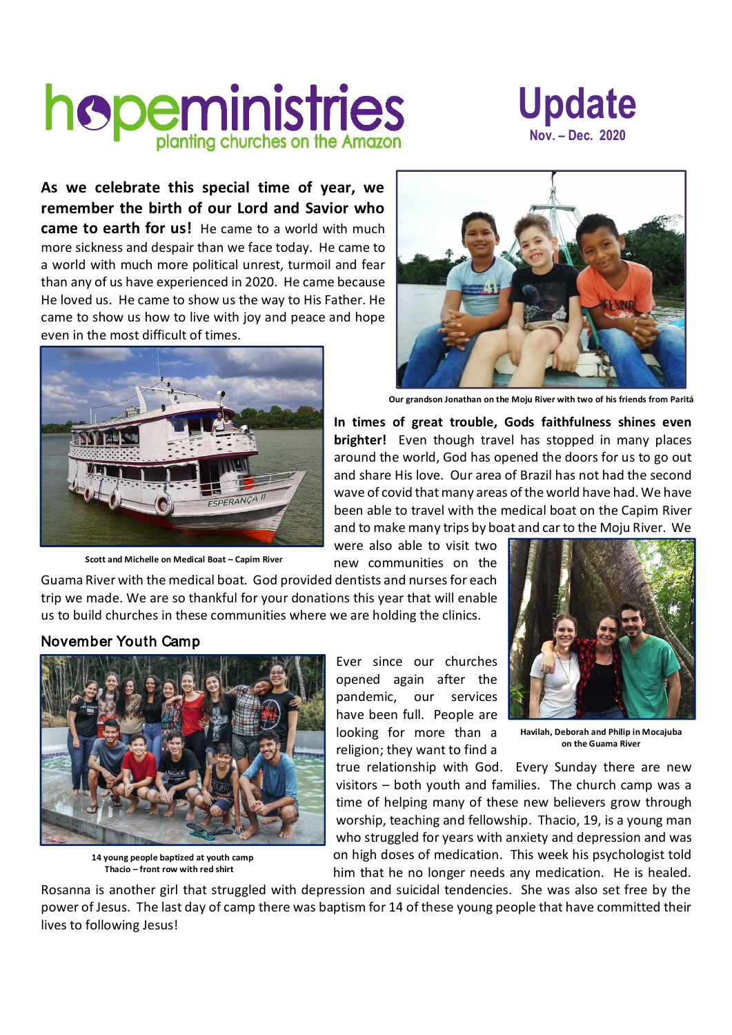# hopeministries

planting churches on the Amazon

# Update

Nov. – Dec. 2020

**As we celebrate this special time of year, we remember the birth of our Lord and Savior who came to earth for us!** He came to a world with much more sickness and despair than we face today. He came to a world with much more political unrest, turmoil and fear than any of us have experienced in 2020. He came because He loved us. He came to show us the way to His Father. He came to show us how to live with joy and peace and hope even in the most difficult of times.

Our grandson Jonathan on the Moju River with two of his friends from Paritá

Scott and Michelle on Medical Boat – Capim River

**In times of great trouble, Gods faithfulness shines even brighter!** Even though travel has stopped in many places around the world, God has opened the doors for us to go out and share His love. Our area of Brazil has not had the second wave of covid that many areas of the world have had. We have been able to travel with the medical boat on the Capim River and to make many trips by boat and car to the Moju River. We were also able to visit two new communities on the Guama River with the medical boat. God provided dentists and nurses for each trip we made. We are so thankful for your donations this year that will enable us to build churches in these communities where we are holding the clinics.

Havilah, Deborah and Philip in Mocajuba on the Guama River

## November Youth Camp

14 young people baptized at youth camp
Thacio – front row with red shirt

Ever since our churches opened again after the pandemic, our services have been full. People are looking for more than a religion; they want to find a true relationship with God. Every Sunday there are new visitors – both youth and families. The church camp was a time of helping many of these new believers grow through worship, teaching and fellowship. Thacio, 19, is a young man who struggled for years with anxiety and depression and was on high doses of medication. This week his psychologist told him that he no longer needs any medication. He is healed. Rosanna is another girl that struggled with depression and suicidal tendencies. She was also set free by the power of Jesus. The last day of camp there was baptism for 14 of these young people that have committed their lives to following Jesus!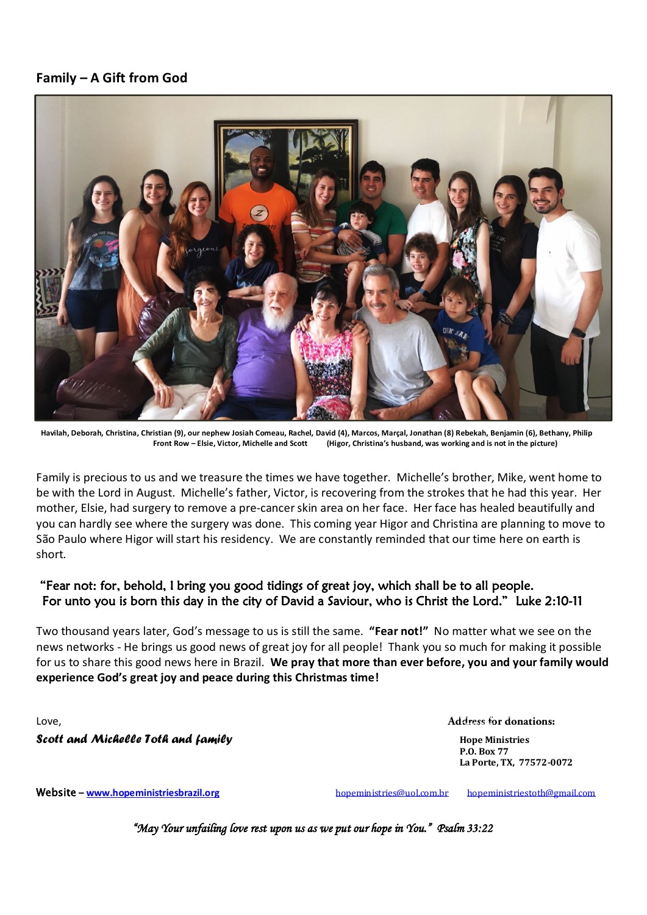## Family – A Gift from God

Havilah, Deborah, Christina, Christian (9), our nephew Josiah Comeau, Rachel, David (4), Marcos, Marçal, Jonathan (8) Rebekah, Benjamin (6), Bethany, Philip
Front Row – Elsie, Victor, Michelle and Scott (Higor, Christina's husband, was working and is not in the picture)

Family is precious to us and we treasure the times we have together. Michelle's brother, Mike, went home to be with the Lord in August. Michelle's father, Victor, is recovering from the strokes that he had this year. Her mother, Elsie, had surgery to remove a pre-cancer skin area on her face. Her face has healed beautifully and you can hardly see where the surgery was done. This coming year Higor and Christina are planning to move to São Paulo where Higor will start his residency. We are constantly reminded that our time here on earth is short.

"Fear not: for, behold, I bring you good tidings of great joy, which shall be to all people. For unto you is born this day in the city of David a Saviour, who is Christ the Lord." Luke 2:10-11

Two thousand years later, God's message to us is still the same. **"Fear not!"** No matter what we see on the news networks - He brings us good news of great joy for all people! Thank you so much for making it possible for us to share this good news here in Brazil. **We pray that more than ever before, you and your family would experience God's great joy and peace during this Christmas time!**

Love,

***Scott and Michelle Toth and family***

**Address for donations:**

**Hope Ministries**
**P.O. Box 77**
**La Porte, TX, 77572-0072**

**Website** – **www.hopeministriesbrazil.org**

hopeministries@uol.com.br hopeministriestoth@gmail.com

*"May Your unfailing love rest upon us as we put our hope in You." Psalm 33:22*